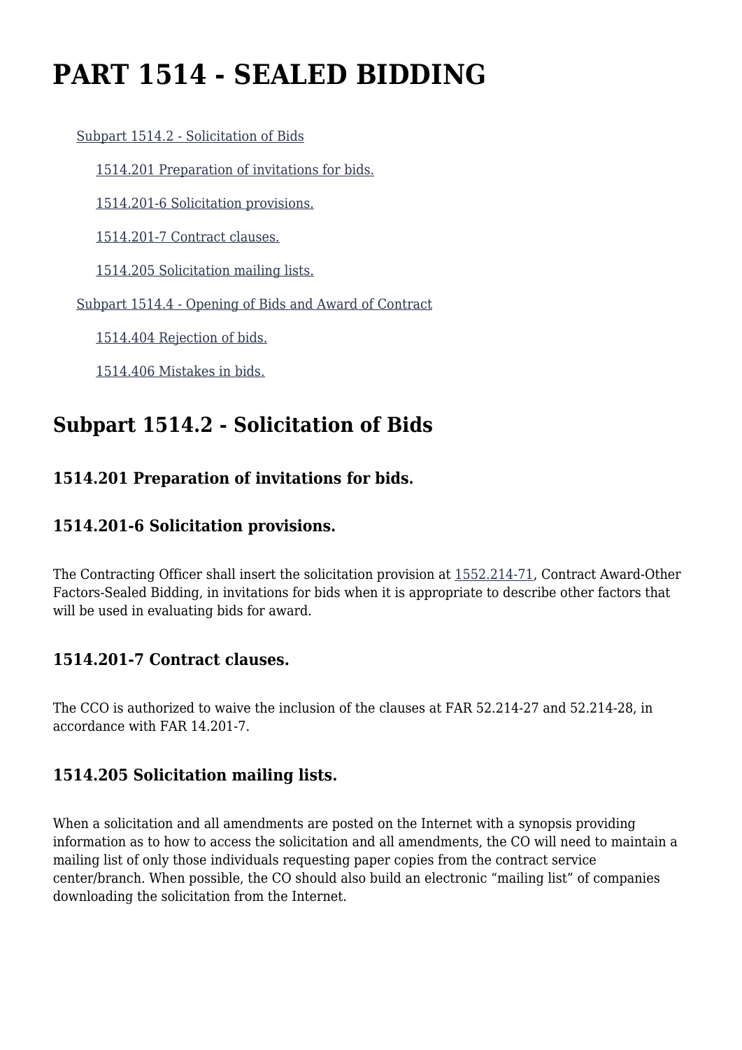# PART 1514 - SEALED BIDDING

[Subpart 1514.2 - Solicitation of Bids]

[1514.201 Preparation of invitations for bids.]

[1514.201-6 Solicitation provisions.]

[1514.201-7 Contract clauses.]

[1514.205 Solicitation mailing lists.]

[Subpart 1514.4 - Opening of Bids and Award of Contract]

[1514.404 Rejection of bids.]

[1514.406 Mistakes in bids.]

## Subpart 1514.2 - Solicitation of Bids

### 1514.201 Preparation of invitations for bids.

### 1514.201-6 Solicitation provisions.

The Contracting Officer shall insert the solicitation provision at 1552.214-71, Contract Award-Other Factors-Sealed Bidding, in invitations for bids when it is appropriate to describe other factors that will be used in evaluating bids for award.

### 1514.201-7 Contract clauses.

The CCO is authorized to waive the inclusion of the clauses at FAR 52.214-27 and 52.214-28, in accordance with FAR 14.201-7.

### 1514.205 Solicitation mailing lists.

When a solicitation and all amendments are posted on the Internet with a synopsis providing information as to how to access the solicitation and all amendments, the CO will need to maintain a mailing list of only those individuals requesting paper copies from the contract service center/branch. When possible, the CO should also build an electronic "mailing list" of companies downloading the solicitation from the Internet.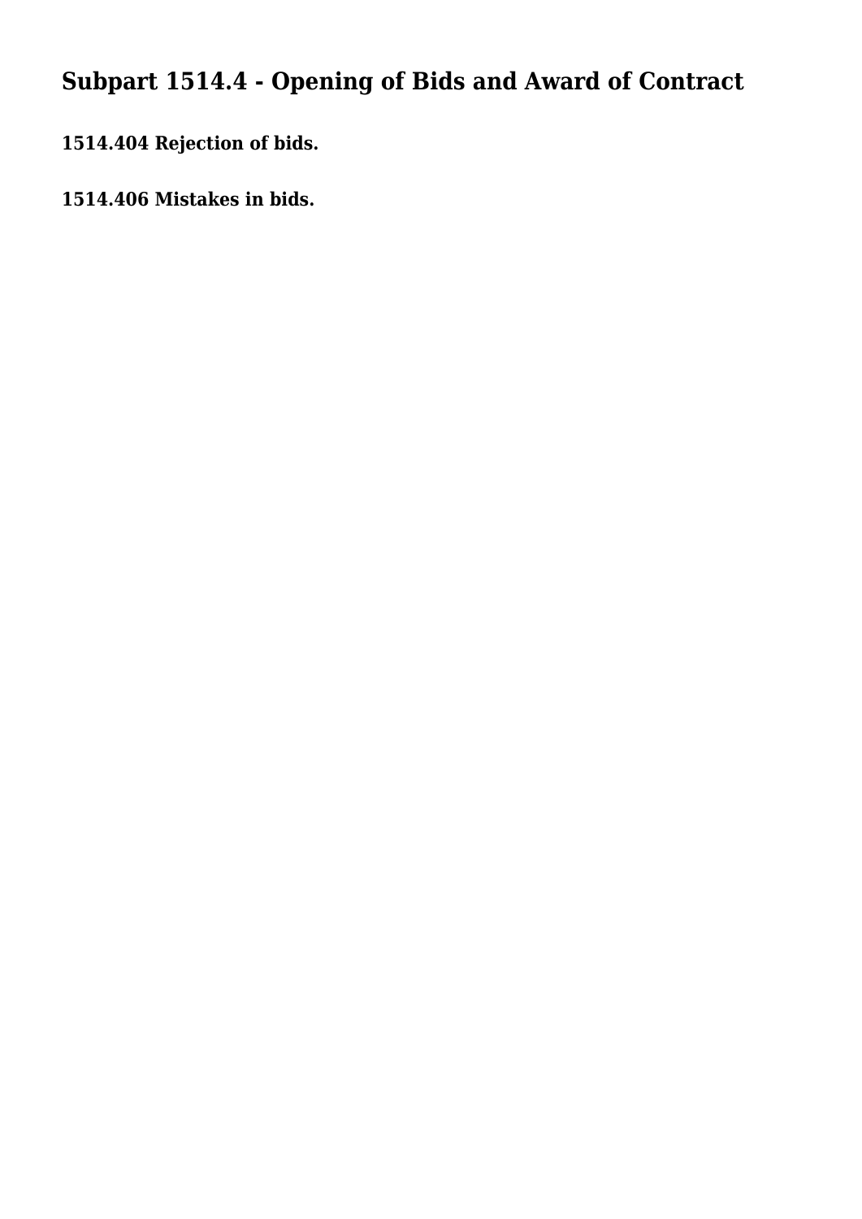## Subpart 1514.4 - Opening of Bids and Award of Contract

### 1514.404 Rejection of bids.

### 1514.406 Mistakes in bids.